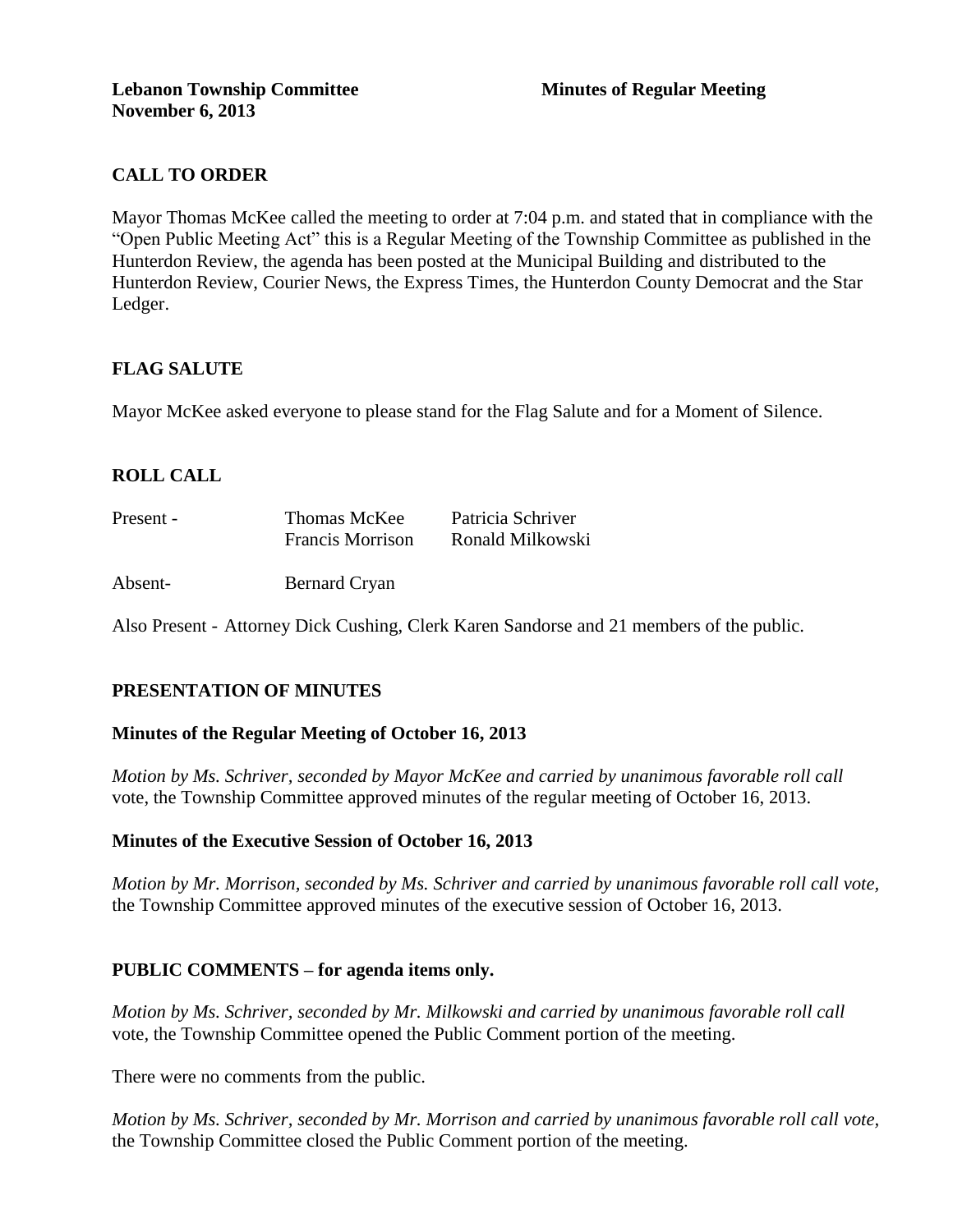**Lebanon Township Committee** **Minutes of Regular Meeting**
**November 6, 2013**

## CALL TO ORDER

Mayor Thomas McKee called the meeting to order at 7:04 p.m. and stated that in compliance with the "Open Public Meeting Act" this is a Regular Meeting of the Township Committee as published in the Hunterdon Review, the agenda has been posted at the Municipal Building and distributed to the Hunterdon Review, Courier News, the Express Times, the Hunterdon County Democrat and the Star Ledger.

## FLAG SALUTE

Mayor McKee asked everyone to please stand for the Flag Salute and for a Moment of Silence.

## ROLL CALL

| | | |
|---|---|---|
| Present - | Thomas McKee | Patricia Schriver |
| | Francis Morrison | Ronald Milkowski |
| Absent- | Bernard Cryan | |

Also Present - Attorney Dick Cushing, Clerk Karen Sandorse and 21 members of the public.

## PRESENTATION OF MINUTES

### Minutes of the Regular Meeting of October 16, 2013

*Motion by Ms. Schriver, seconded by Mayor McKee and carried by unanimous favorable roll call* vote, the Township Committee approved minutes of the regular meeting of October 16, 2013.

### Minutes of the Executive Session of October 16, 2013

*Motion by Mr. Morrison, seconded by Ms. Schriver and carried by unanimous favorable roll call vote,* the Township Committee approved minutes of the executive session of October 16, 2013.

## PUBLIC COMMENTS – for agenda items only.

*Motion by Ms. Schriver, seconded by Mr. Milkowski and carried by unanimous favorable roll call* vote, the Township Committee opened the Public Comment portion of the meeting.

There were no comments from the public.

*Motion by Ms. Schriver, seconded by Mr. Morrison and carried by unanimous favorable roll call vote,* the Township Committee closed the Public Comment portion of the meeting.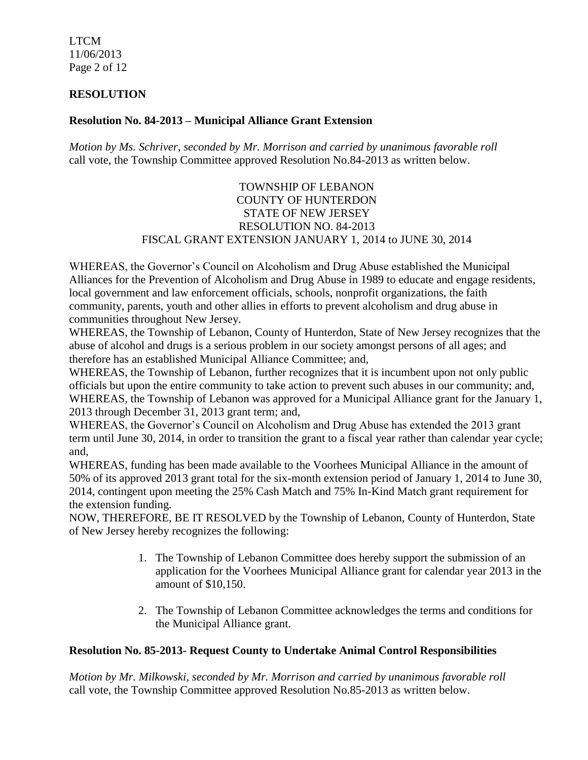## RESOLUTION

### Resolution No. 84-2013 – Municipal Alliance Grant Extension

*Motion by Ms. Schriver, seconded by Mr. Morrison and carried by unanimous favorable roll* call vote, the Township Committee approved Resolution No.84-2013 as written below.

TOWNSHIP OF LEBANON
COUNTY OF HUNTERDON
STATE OF NEW JERSEY
RESOLUTION NO. 84-2013
FISCAL GRANT EXTENSION JANUARY 1, 2014 to JUNE 30, 2014

WHEREAS, the Governor's Council on Alcoholism and Drug Abuse established the Municipal Alliances for the Prevention of Alcoholism and Drug Abuse in 1989 to educate and engage residents, local government and law enforcement officials, schools, nonprofit organizations, the faith community, parents, youth and other allies in efforts to prevent alcoholism and drug abuse in communities throughout New Jersey.

WHEREAS, the Township of Lebanon, County of Hunterdon, State of New Jersey recognizes that the abuse of alcohol and drugs is a serious problem in our society amongst persons of all ages; and therefore has an established Municipal Alliance Committee; and,

WHEREAS, the Township of Lebanon, further recognizes that it is incumbent upon not only public officials but upon the entire community to take action to prevent such abuses in our community; and,

WHEREAS, the Township of Lebanon was approved for a Municipal Alliance grant for the January 1, 2013 through December 31, 2013 grant term; and,

WHEREAS, the Governor's Council on Alcoholism and Drug Abuse has extended the 2013 grant term until June 30, 2014, in order to transition the grant to a fiscal year rather than calendar year cycle; and,

WHEREAS, funding has been made available to the Voorhees Municipal Alliance in the amount of 50% of its approved 2013 grant total for the six-month extension period of January 1, 2014 to June 30, 2014, contingent upon meeting the 25% Cash Match and 75% In-Kind Match grant requirement for the extension funding.

NOW, THEREFORE, BE IT RESOLVED by the Township of Lebanon, County of Hunterdon, State of New Jersey hereby recognizes the following:

1. The Township of Lebanon Committee does hereby support the submission of an application for the Voorhees Municipal Alliance grant for calendar year 2013 in the amount of $10,150.

2. The Township of Lebanon Committee acknowledges the terms and conditions for the Municipal Alliance grant.

### Resolution No. 85-2013- Request County to Undertake Animal Control Responsibilities

*Motion by Mr. Milkowski, seconded by Mr. Morrison and carried by unanimous favorable roll* call vote, the Township Committee approved Resolution No.85-2013 as written below.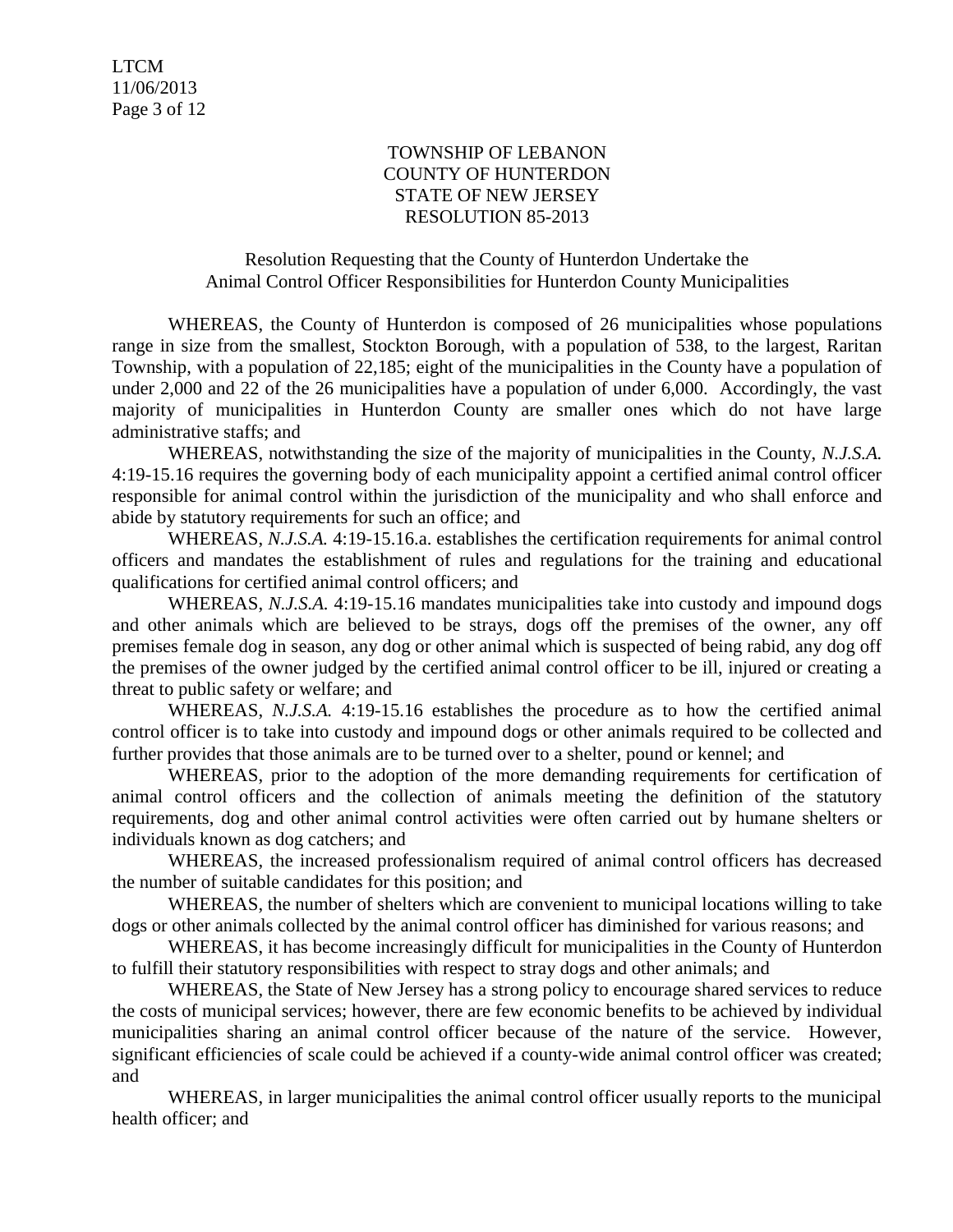TOWNSHIP OF LEBANON
COUNTY OF HUNTERDON
STATE OF NEW JERSEY
RESOLUTION 85-2013

Resolution Requesting that the County of Hunterdon Undertake the Animal Control Officer Responsibilities for Hunterdon County Municipalities

WHEREAS, the County of Hunterdon is composed of 26 municipalities whose populations range in size from the smallest, Stockton Borough, with a population of 538, to the largest, Raritan Township, with a population of 22,185; eight of the municipalities in the County have a population of under 2,000 and 22 of the 26 municipalities have a population of under 6,000. Accordingly, the vast majority of municipalities in Hunterdon County are smaller ones which do not have large administrative staffs; and

WHEREAS, notwithstanding the size of the majority of municipalities in the County, *N.J.S.A.* 4:19-15.16 requires the governing body of each municipality appoint a certified animal control officer responsible for animal control within the jurisdiction of the municipality and who shall enforce and abide by statutory requirements for such an office; and

WHEREAS, *N.J.S.A.* 4:19-15.16.a. establishes the certification requirements for animal control officers and mandates the establishment of rules and regulations for the training and educational qualifications for certified animal control officers; and

WHEREAS, *N.J.S.A.* 4:19-15.16 mandates municipalities take into custody and impound dogs and other animals which are believed to be strays, dogs off the premises of the owner, any off premises female dog in season, any dog or other animal which is suspected of being rabid, any dog off the premises of the owner judged by the certified animal control officer to be ill, injured or creating a threat to public safety or welfare; and

WHEREAS, *N.J.S.A.* 4:19-15.16 establishes the procedure as to how the certified animal control officer is to take into custody and impound dogs or other animals required to be collected and further provides that those animals are to be turned over to a shelter, pound or kennel; and

WHEREAS, prior to the adoption of the more demanding requirements for certification of animal control officers and the collection of animals meeting the definition of the statutory requirements, dog and other animal control activities were often carried out by humane shelters or individuals known as dog catchers; and

WHEREAS, the increased professionalism required of animal control officers has decreased the number of suitable candidates for this position; and

WHEREAS, the number of shelters which are convenient to municipal locations willing to take dogs or other animals collected by the animal control officer has diminished for various reasons; and

WHEREAS, it has become increasingly difficult for municipalities in the County of Hunterdon to fulfill their statutory responsibilities with respect to stray dogs and other animals; and

WHEREAS, the State of New Jersey has a strong policy to encourage shared services to reduce the costs of municipal services; however, there are few economic benefits to be achieved by individual municipalities sharing an animal control officer because of the nature of the service. However, significant efficiencies of scale could be achieved if a county-wide animal control officer was created; and

WHEREAS, in larger municipalities the animal control officer usually reports to the municipal health officer; and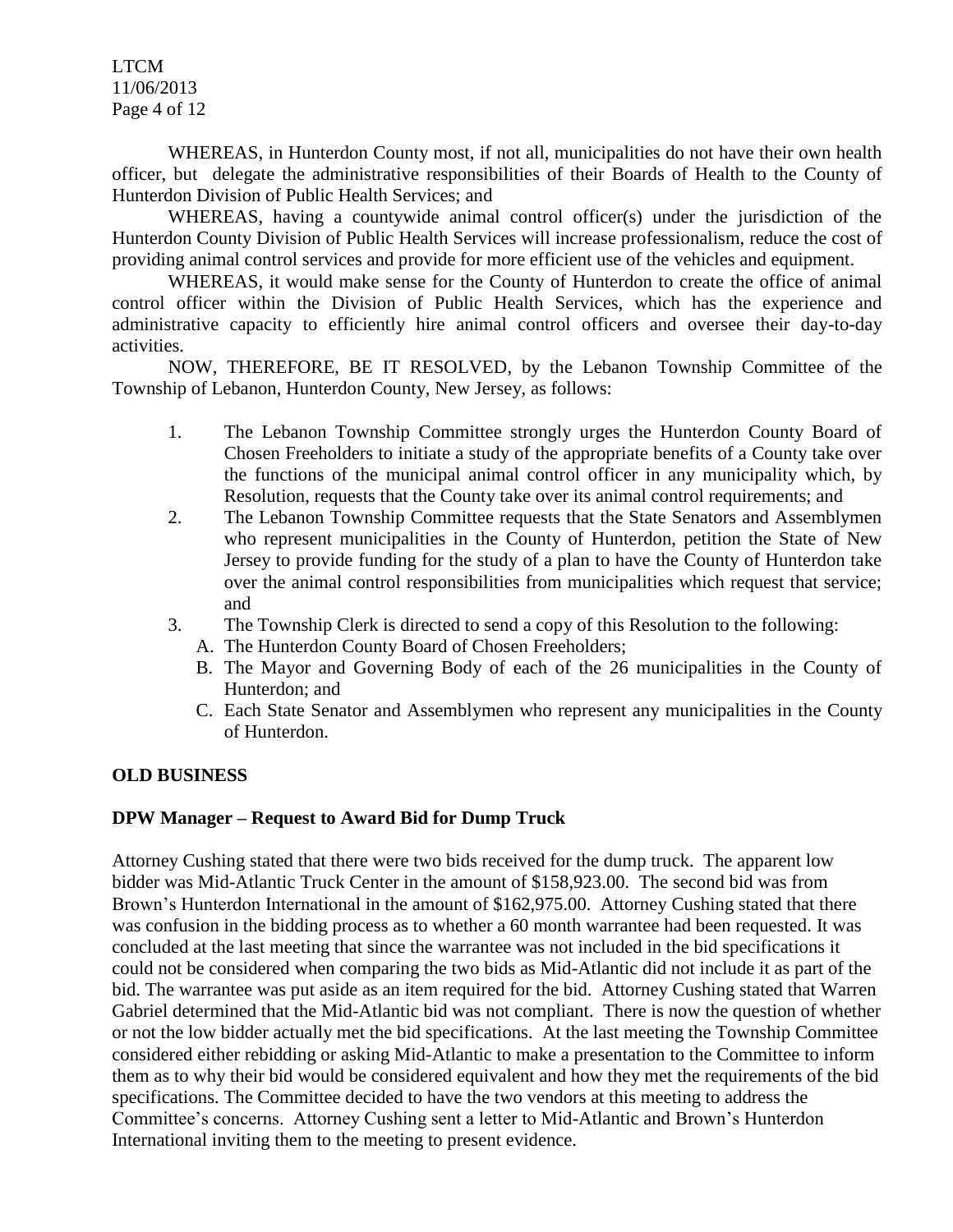WHEREAS, in Hunterdon County most, if not all, municipalities do not have their own health officer, but delegate the administrative responsibilities of their Boards of Health to the County of Hunterdon Division of Public Health Services; and

WHEREAS, having a countywide animal control officer(s) under the jurisdiction of the Hunterdon County Division of Public Health Services will increase professionalism, reduce the cost of providing animal control services and provide for more efficient use of the vehicles and equipment.

WHEREAS, it would make sense for the County of Hunterdon to create the office of animal control officer within the Division of Public Health Services, which has the experience and administrative capacity to efficiently hire animal control officers and oversee their day-to-day activities.

NOW, THEREFORE, BE IT RESOLVED, by the Lebanon Township Committee of the Township of Lebanon, Hunterdon County, New Jersey, as follows:

1. The Lebanon Township Committee strongly urges the Hunterdon County Board of Chosen Freeholders to initiate a study of the appropriate benefits of a County take over the functions of the municipal animal control officer in any municipality which, by Resolution, requests that the County take over its animal control requirements; and
2. The Lebanon Township Committee requests that the State Senators and Assemblymen who represent municipalities in the County of Hunterdon, petition the State of New Jersey to provide funding for the study of a plan to have the County of Hunterdon take over the animal control responsibilities from municipalities which request that service; and
3. The Township Clerk is directed to send a copy of this Resolution to the following:
   A. The Hunterdon County Board of Chosen Freeholders;
   B. The Mayor and Governing Body of each of the 26 municipalities in the County of Hunterdon; and
   C. Each State Senator and Assemblymen who represent any municipalities in the County of Hunterdon.

**OLD BUSINESS**

**DPW Manager – Request to Award Bid for Dump Truck**

Attorney Cushing stated that there were two bids received for the dump truck. The apparent low bidder was Mid-Atlantic Truck Center in the amount of $158,923.00. The second bid was from Brown's Hunterdon International in the amount of $162,975.00. Attorney Cushing stated that there was confusion in the bidding process as to whether a 60 month warrantee had been requested. It was concluded at the last meeting that since the warrantee was not included in the bid specifications it could not be considered when comparing the two bids as Mid-Atlantic did not include it as part of the bid. The warrantee was put aside as an item required for the bid. Attorney Cushing stated that Warren Gabriel determined that the Mid-Atlantic bid was not compliant. There is now the question of whether or not the low bidder actually met the bid specifications. At the last meeting the Township Committee considered either rebidding or asking Mid-Atlantic to make a presentation to the Committee to inform them as to why their bid would be considered equivalent and how they met the requirements of the bid specifications. The Committee decided to have the two vendors at this meeting to address the Committee's concerns. Attorney Cushing sent a letter to Mid-Atlantic and Brown's Hunterdon International inviting them to the meeting to present evidence.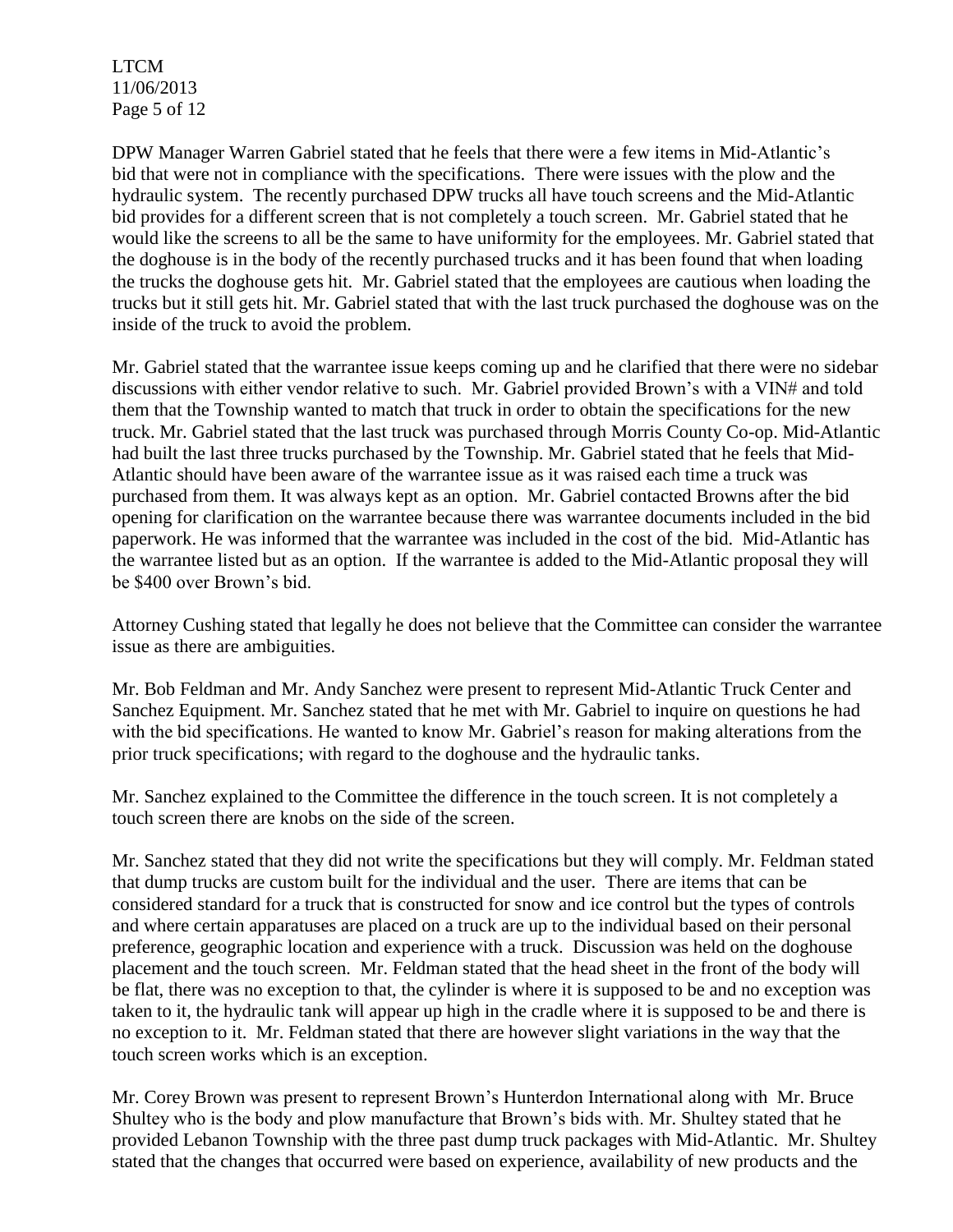DPW Manager Warren Gabriel stated that he feels that there were a few items in Mid-Atlantic's bid that were not in compliance with the specifications. There were issues with the plow and the hydraulic system. The recently purchased DPW trucks all have touch screens and the Mid-Atlantic bid provides for a different screen that is not completely a touch screen. Mr. Gabriel stated that he would like the screens to all be the same to have uniformity for the employees. Mr. Gabriel stated that the doghouse is in the body of the recently purchased trucks and it has been found that when loading the trucks the doghouse gets hit. Mr. Gabriel stated that the employees are cautious when loading the trucks but it still gets hit. Mr. Gabriel stated that with the last truck purchased the doghouse was on the inside of the truck to avoid the problem.

Mr. Gabriel stated that the warrantee issue keeps coming up and he clarified that there were no sidebar discussions with either vendor relative to such. Mr. Gabriel provided Brown's with a VIN# and told them that the Township wanted to match that truck in order to obtain the specifications for the new truck. Mr. Gabriel stated that the last truck was purchased through Morris County Co-op. Mid-Atlantic had built the last three trucks purchased by the Township. Mr. Gabriel stated that he feels that Mid-Atlantic should have been aware of the warrantee issue as it was raised each time a truck was purchased from them. It was always kept as an option. Mr. Gabriel contacted Browns after the bid opening for clarification on the warrantee because there was warrantee documents included in the bid paperwork. He was informed that the warrantee was included in the cost of the bid. Mid-Atlantic has the warrantee listed but as an option. If the warrantee is added to the Mid-Atlantic proposal they will be $400 over Brown's bid.

Attorney Cushing stated that legally he does not believe that the Committee can consider the warrantee issue as there are ambiguities.

Mr. Bob Feldman and Mr. Andy Sanchez were present to represent Mid-Atlantic Truck Center and Sanchez Equipment. Mr. Sanchez stated that he met with Mr. Gabriel to inquire on questions he had with the bid specifications. He wanted to know Mr. Gabriel's reason for making alterations from the prior truck specifications; with regard to the doghouse and the hydraulic tanks.

Mr. Sanchez explained to the Committee the difference in the touch screen. It is not completely a touch screen there are knobs on the side of the screen.

Mr. Sanchez stated that they did not write the specifications but they will comply. Mr. Feldman stated that dump trucks are custom built for the individual and the user. There are items that can be considered standard for a truck that is constructed for snow and ice control but the types of controls and where certain apparatuses are placed on a truck are up to the individual based on their personal preference, geographic location and experience with a truck. Discussion was held on the doghouse placement and the touch screen. Mr. Feldman stated that the head sheet in the front of the body will be flat, there was no exception to that, the cylinder is where it is supposed to be and no exception was taken to it, the hydraulic tank will appear up high in the cradle where it is supposed to be and there is no exception to it. Mr. Feldman stated that there are however slight variations in the way that the touch screen works which is an exception.

Mr. Corey Brown was present to represent Brown's Hunterdon International along with Mr. Bruce Shultey who is the body and plow manufacture that Brown's bids with. Mr. Shultey stated that he provided Lebanon Township with the three past dump truck packages with Mid-Atlantic. Mr. Shultey stated that the changes that occurred were based on experience, availability of new products and the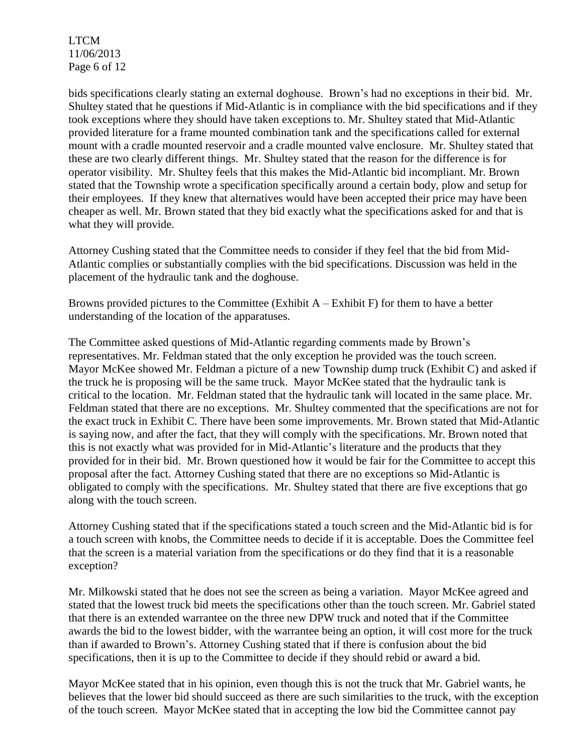bids specifications clearly stating an external doghouse. Brown's had no exceptions in their bid. Mr. Shultey stated that he questions if Mid-Atlantic is in compliance with the bid specifications and if they took exceptions where they should have taken exceptions to. Mr. Shultey stated that Mid-Atlantic provided literature for a frame mounted combination tank and the specifications called for external mount with a cradle mounted reservoir and a cradle mounted valve enclosure. Mr. Shultey stated that these are two clearly different things. Mr. Shultey stated that the reason for the difference is for operator visibility. Mr. Shultey feels that this makes the Mid-Atlantic bid incompliant. Mr. Brown stated that the Township wrote a specification specifically around a certain body, plow and setup for their employees. If they knew that alternatives would have been accepted their price may have been cheaper as well. Mr. Brown stated that they bid exactly what the specifications asked for and that is what they will provide.

Attorney Cushing stated that the Committee needs to consider if they feel that the bid from Mid-Atlantic complies or substantially complies with the bid specifications. Discussion was held in the placement of the hydraulic tank and the doghouse.

Browns provided pictures to the Committee (Exhibit A – Exhibit F) for them to have a better understanding of the location of the apparatuses.

The Committee asked questions of Mid-Atlantic regarding comments made by Brown's representatives. Mr. Feldman stated that the only exception he provided was the touch screen. Mayor McKee showed Mr. Feldman a picture of a new Township dump truck (Exhibit C) and asked if the truck he is proposing will be the same truck. Mayor McKee stated that the hydraulic tank is critical to the location. Mr. Feldman stated that the hydraulic tank will located in the same place. Mr. Feldman stated that there are no exceptions. Mr. Shultey commented that the specifications are not for the exact truck in Exhibit C. There have been some improvements. Mr. Brown stated that Mid-Atlantic is saying now, and after the fact, that they will comply with the specifications. Mr. Brown noted that this is not exactly what was provided for in Mid-Atlantic's literature and the products that they provided for in their bid. Mr. Brown questioned how it would be fair for the Committee to accept this proposal after the fact. Attorney Cushing stated that there are no exceptions so Mid-Atlantic is obligated to comply with the specifications. Mr. Shultey stated that there are five exceptions that go along with the touch screen.

Attorney Cushing stated that if the specifications stated a touch screen and the Mid-Atlantic bid is for a touch screen with knobs, the Committee needs to decide if it is acceptable. Does the Committee feel that the screen is a material variation from the specifications or do they find that it is a reasonable exception?

Mr. Milkowski stated that he does not see the screen as being a variation. Mayor McKee agreed and stated that the lowest truck bid meets the specifications other than the touch screen. Mr. Gabriel stated that there is an extended warrantee on the three new DPW truck and noted that if the Committee awards the bid to the lowest bidder, with the warrantee being an option, it will cost more for the truck than if awarded to Brown's. Attorney Cushing stated that if there is confusion about the bid specifications, then it is up to the Committee to decide if they should rebid or award a bid.

Mayor McKee stated that in his opinion, even though this is not the truck that Mr. Gabriel wants, he believes that the lower bid should succeed as there are such similarities to the truck, with the exception of the touch screen. Mayor McKee stated that in accepting the low bid the Committee cannot pay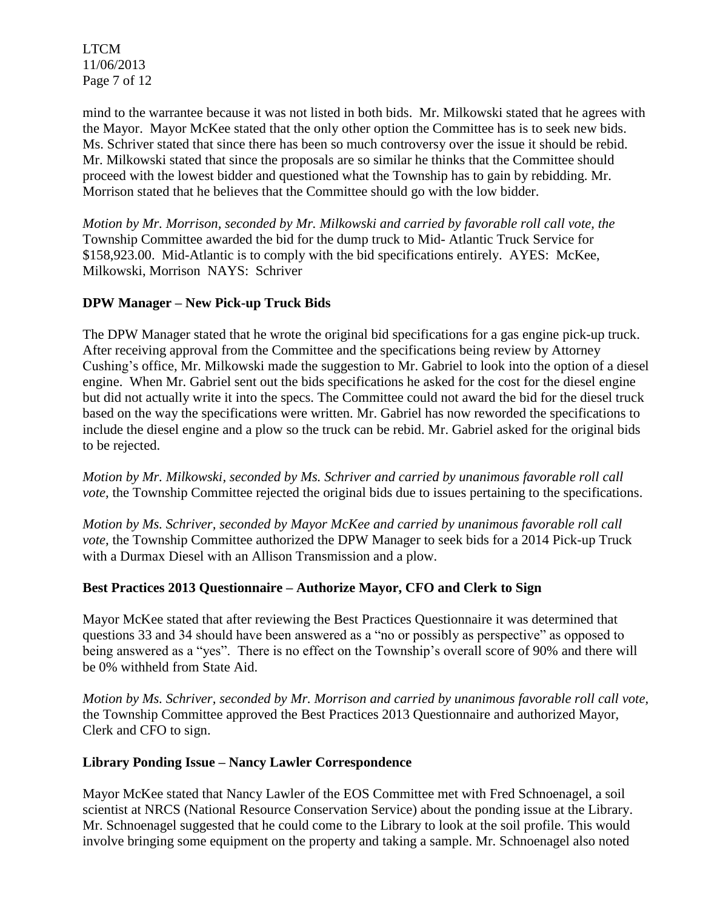mind to the warrantee because it was not listed in both bids. Mr. Milkowski stated that he agrees with the Mayor. Mayor McKee stated that the only other option the Committee has is to seek new bids. Ms. Schriver stated that since there has been so much controversy over the issue it should be rebid. Mr. Milkowski stated that since the proposals are so similar he thinks that the Committee should proceed with the lowest bidder and questioned what the Township has to gain by rebidding. Mr. Morrison stated that he believes that the Committee should go with the low bidder.

*Motion by Mr. Morrison, seconded by Mr. Milkowski and carried by favorable roll call vote, the* Township Committee awarded the bid for the dump truck to Mid- Atlantic Truck Service for \$158,923.00. Mid-Atlantic is to comply with the bid specifications entirely. AYES: McKee, Milkowski, Morrison NAYS: Schriver

**DPW Manager – New Pick-up Truck Bids**

The DPW Manager stated that he wrote the original bid specifications for a gas engine pick-up truck. After receiving approval from the Committee and the specifications being review by Attorney Cushing's office, Mr. Milkowski made the suggestion to Mr. Gabriel to look into the option of a diesel engine. When Mr. Gabriel sent out the bids specifications he asked for the cost for the diesel engine but did not actually write it into the specs. The Committee could not award the bid for the diesel truck based on the way the specifications were written. Mr. Gabriel has now reworded the specifications to include the diesel engine and a plow so the truck can be rebid. Mr. Gabriel asked for the original bids to be rejected.

*Motion by Mr. Milkowski, seconded by Ms. Schriver and carried by unanimous favorable roll call vote,* the Township Committee rejected the original bids due to issues pertaining to the specifications.

*Motion by Ms. Schriver, seconded by Mayor McKee and carried by unanimous favorable roll call vote,* the Township Committee authorized the DPW Manager to seek bids for a 2014 Pick-up Truck with a Durmax Diesel with an Allison Transmission and a plow.

**Best Practices 2013 Questionnaire – Authorize Mayor, CFO and Clerk to Sign**

Mayor McKee stated that after reviewing the Best Practices Questionnaire it was determined that questions 33 and 34 should have been answered as a "no or possibly as perspective" as opposed to being answered as a "yes". There is no effect on the Township's overall score of 90% and there will be 0% withheld from State Aid.

*Motion by Ms. Schriver, seconded by Mr. Morrison and carried by unanimous favorable roll call vote*, the Township Committee approved the Best Practices 2013 Questionnaire and authorized Mayor, Clerk and CFO to sign.

**Library Ponding Issue – Nancy Lawler Correspondence**

Mayor McKee stated that Nancy Lawler of the EOS Committee met with Fred Schnoenagel, a soil scientist at NRCS (National Resource Conservation Service) about the ponding issue at the Library. Mr. Schnoenagel suggested that he could come to the Library to look at the soil profile. This would involve bringing some equipment on the property and taking a sample. Mr. Schnoenagel also noted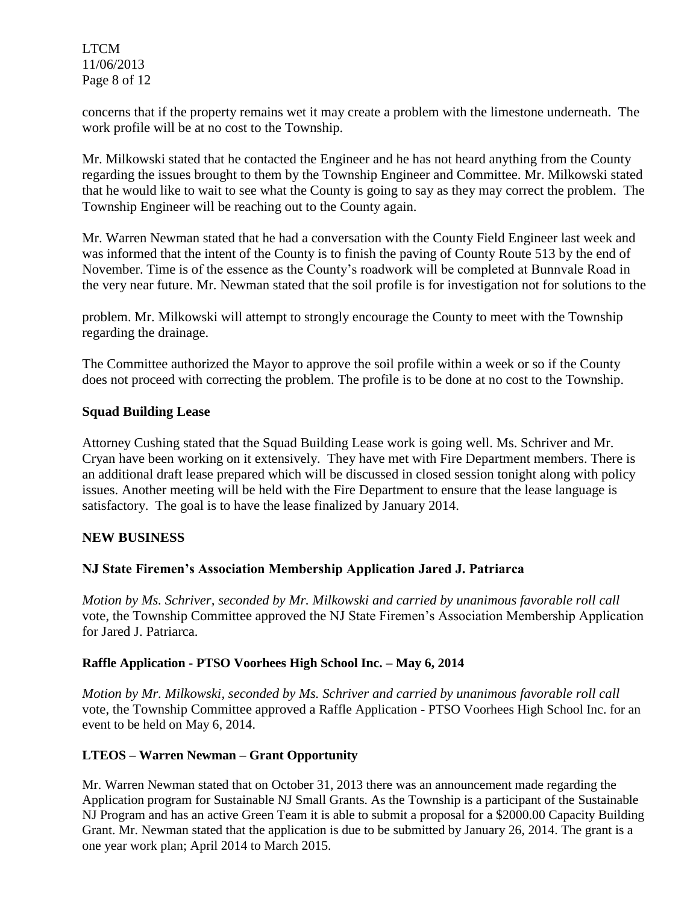concerns that if the property remains wet it may create a problem with the limestone underneath. The work profile will be at no cost to the Township.

Mr. Milkowski stated that he contacted the Engineer and he has not heard anything from the County regarding the issues brought to them by the Township Engineer and Committee. Mr. Milkowski stated that he would like to wait to see what the County is going to say as they may correct the problem. The Township Engineer will be reaching out to the County again.

Mr. Warren Newman stated that he had a conversation with the County Field Engineer last week and was informed that the intent of the County is to finish the paving of County Route 513 by the end of November. Time is of the essence as the County's roadwork will be completed at Bunnvale Road in the very near future. Mr. Newman stated that the soil profile is for investigation not for solutions to the problem. Mr. Milkowski will attempt to strongly encourage the County to meet with the Township regarding the drainage.

The Committee authorized the Mayor to approve the soil profile within a week or so if the County does not proceed with correcting the problem. The profile is to be done at no cost to the Township.

**Squad Building Lease**

Attorney Cushing stated that the Squad Building Lease work is going well. Ms. Schriver and Mr. Cryan have been working on it extensively. They have met with Fire Department members. There is an additional draft lease prepared which will be discussed in closed session tonight along with policy issues. Another meeting will be held with the Fire Department to ensure that the lease language is satisfactory. The goal is to have the lease finalized by January 2014.

**NEW BUSINESS**

**NJ State Firemen's Association Membership Application Jared J. Patriarca**

*Motion by Ms. Schriver, seconded by Mr. Milkowski and carried by unanimous favorable roll call* vote, the Township Committee approved the NJ State Firemen's Association Membership Application for Jared J. Patriarca.

**Raffle Application - PTSO Voorhees High School Inc. – May 6, 2014**

*Motion by Mr. Milkowski, seconded by Ms. Schriver and carried by unanimous favorable roll call* vote, the Township Committee approved a Raffle Application - PTSO Voorhees High School Inc. for an event to be held on May 6, 2014.

**LTEOS – Warren Newman – Grant Opportunity**

Mr. Warren Newman stated that on October 31, 2013 there was an announcement made regarding the Application program for Sustainable NJ Small Grants. As the Township is a participant of the Sustainable NJ Program and has an active Green Team it is able to submit a proposal for a $2000.00 Capacity Building Grant. Mr. Newman stated that the application is due to be submitted by January 26, 2014. The grant is a one year work plan; April 2014 to March 2015.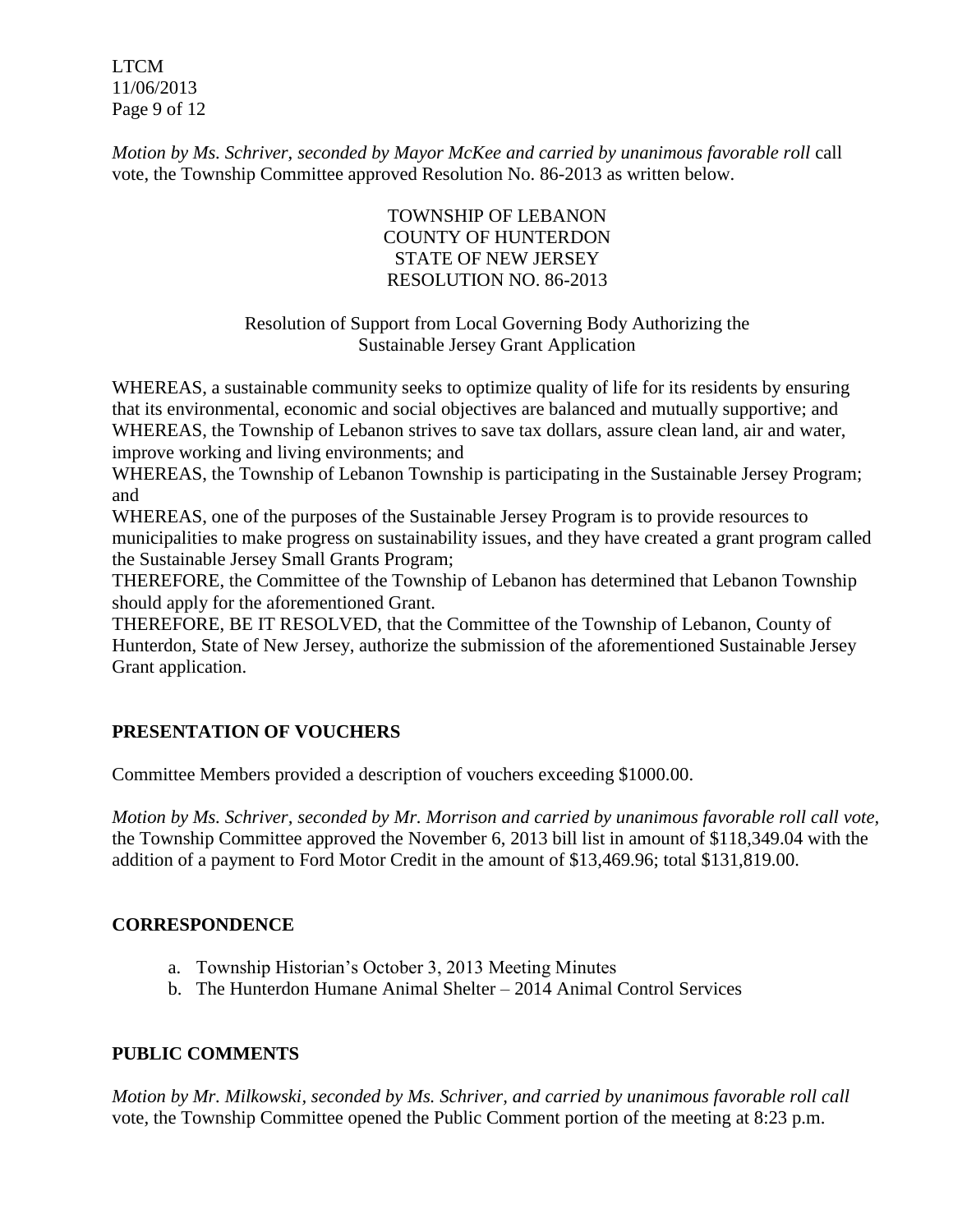*Motion by Ms. Schriver, seconded by Mayor McKee and carried by unanimous favorable roll* call vote, the Township Committee approved Resolution No. 86-2013 as written below.

TOWNSHIP OF LEBANON
COUNTY OF HUNTERDON
STATE OF NEW JERSEY
RESOLUTION NO. 86-2013

Resolution of Support from Local Governing Body Authorizing the Sustainable Jersey Grant Application

WHEREAS, a sustainable community seeks to optimize quality of life for its residents by ensuring that its environmental, economic and social objectives are balanced and mutually supportive; and
WHEREAS, the Township of Lebanon strives to save tax dollars, assure clean land, air and water, improve working and living environments; and
WHEREAS, the Township of Lebanon Township is participating in the Sustainable Jersey Program; and
WHEREAS, one of the purposes of the Sustainable Jersey Program is to provide resources to municipalities to make progress on sustainability issues, and they have created a grant program called the Sustainable Jersey Small Grants Program;
THEREFORE, the Committee of the Township of Lebanon has determined that Lebanon Township should apply for the aforementioned Grant.
THEREFORE, BE IT RESOLVED, that the Committee of the Township of Lebanon, County of Hunterdon, State of New Jersey, authorize the submission of the aforementioned Sustainable Jersey Grant application.

## PRESENTATION OF VOUCHERS

Committee Members provided a description of vouchers exceeding $1000.00.

*Motion by Ms. Schriver, seconded by Mr. Morrison and carried by unanimous favorable roll call vote,* the Township Committee approved the November 6, 2013 bill list in amount of $118,349.04 with the addition of a payment to Ford Motor Credit in the amount of $13,469.96; total $131,819.00.

## CORRESPONDENCE

a. Township Historian's October 3, 2013 Meeting Minutes
b. The Hunterdon Humane Animal Shelter – 2014 Animal Control Services

## PUBLIC COMMENTS

*Motion by Mr. Milkowski, seconded by Ms. Schriver, and carried by unanimous favorable roll call* vote, the Township Committee opened the Public Comment portion of the meeting at 8:23 p.m.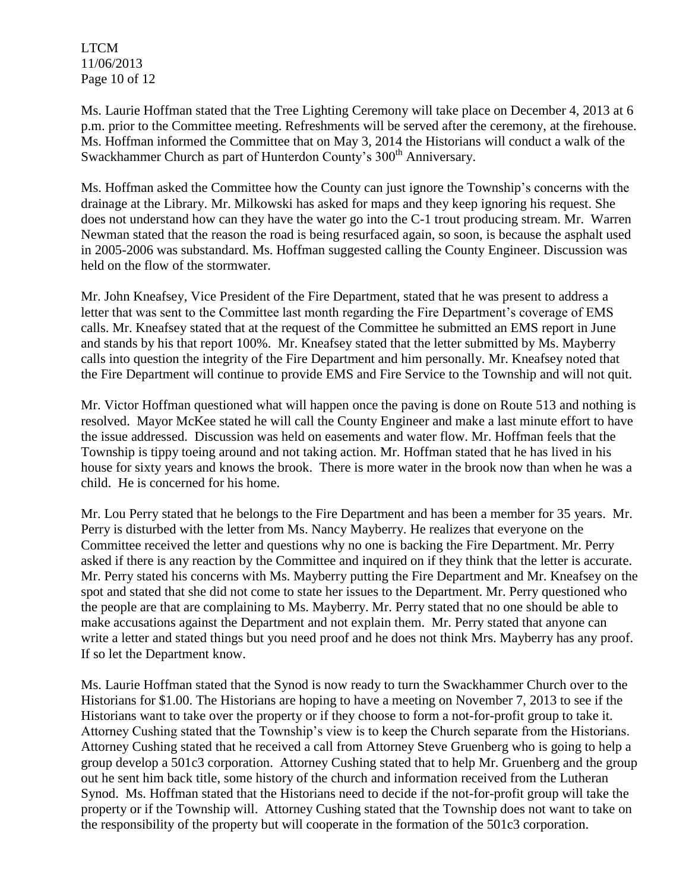Ms. Laurie Hoffman stated that the Tree Lighting Ceremony will take place on December 4, 2013 at 6 p.m. prior to the Committee meeting. Refreshments will be served after the ceremony, at the firehouse. Ms. Hoffman informed the Committee that on May 3, 2014 the Historians will conduct a walk of the Swackhammer Church as part of Hunterdon County's 300th Anniversary.

Ms. Hoffman asked the Committee how the County can just ignore the Township's concerns with the drainage at the Library. Mr. Milkowski has asked for maps and they keep ignoring his request. She does not understand how can they have the water go into the C-1 trout producing stream. Mr. Warren Newman stated that the reason the road is being resurfaced again, so soon, is because the asphalt used in 2005-2006 was substandard. Ms. Hoffman suggested calling the County Engineer. Discussion was held on the flow of the stormwater.

Mr. John Kneafsey, Vice President of the Fire Department, stated that he was present to address a letter that was sent to the Committee last month regarding the Fire Department's coverage of EMS calls. Mr. Kneafsey stated that at the request of the Committee he submitted an EMS report in June and stands by his that report 100%. Mr. Kneafsey stated that the letter submitted by Ms. Mayberry calls into question the integrity of the Fire Department and him personally. Mr. Kneafsey noted that the Fire Department will continue to provide EMS and Fire Service to the Township and will not quit.

Mr. Victor Hoffman questioned what will happen once the paving is done on Route 513 and nothing is resolved. Mayor McKee stated he will call the County Engineer and make a last minute effort to have the issue addressed. Discussion was held on easements and water flow. Mr. Hoffman feels that the Township is tippy toeing around and not taking action. Mr. Hoffman stated that he has lived in his house for sixty years and knows the brook. There is more water in the brook now than when he was a child. He is concerned for his home.

Mr. Lou Perry stated that he belongs to the Fire Department and has been a member for 35 years. Mr. Perry is disturbed with the letter from Ms. Nancy Mayberry. He realizes that everyone on the Committee received the letter and questions why no one is backing the Fire Department. Mr. Perry asked if there is any reaction by the Committee and inquired on if they think that the letter is accurate. Mr. Perry stated his concerns with Ms. Mayberry putting the Fire Department and Mr. Kneafsey on the spot and stated that she did not come to state her issues to the Department. Mr. Perry questioned who the people are that are complaining to Ms. Mayberry. Mr. Perry stated that no one should be able to make accusations against the Department and not explain them. Mr. Perry stated that anyone can write a letter and stated things but you need proof and he does not think Mrs. Mayberry has any proof. If so let the Department know.

Ms. Laurie Hoffman stated that the Synod is now ready to turn the Swackhammer Church over to the Historians for $1.00. The Historians are hoping to have a meeting on November 7, 2013 to see if the Historians want to take over the property or if they choose to form a not-for-profit group to take it. Attorney Cushing stated that the Township's view is to keep the Church separate from the Historians. Attorney Cushing stated that he received a call from Attorney Steve Gruenberg who is going to help a group develop a 501c3 corporation. Attorney Cushing stated that to help Mr. Gruenberg and the group out he sent him back title, some history of the church and information received from the Lutheran Synod. Ms. Hoffman stated that the Historians need to decide if the not-for-profit group will take the property or if the Township will. Attorney Cushing stated that the Township does not want to take on the responsibility of the property but will cooperate in the formation of the 501c3 corporation.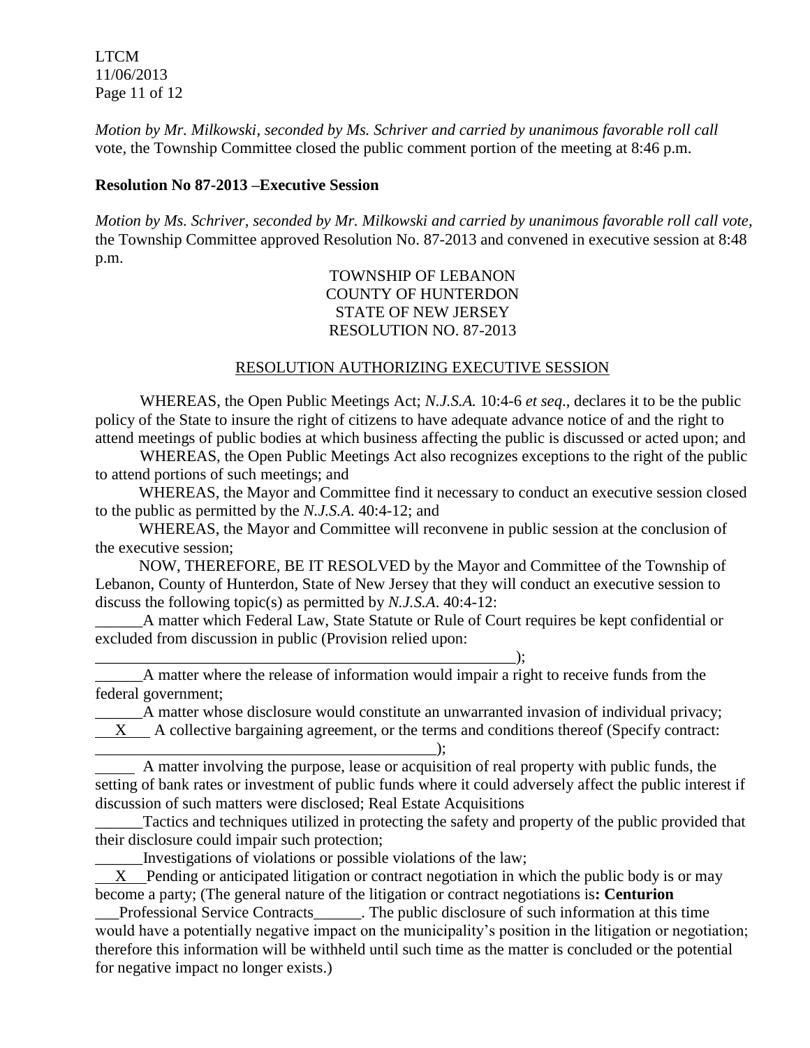*Motion by Mr. Milkowski, seconded by Ms. Schriver and carried by unanimous favorable roll call* vote, the Township Committee closed the public comment portion of the meeting at 8:46 p.m.

**Resolution No 87-2013 –Executive Session**

*Motion by Ms. Schriver, seconded by Mr. Milkowski and carried by unanimous favorable roll call vote,* the Township Committee approved Resolution No. 87-2013 and convened in executive session at 8:48 p.m.

TOWNSHIP OF LEBANON
COUNTY OF HUNTERDON
STATE OF NEW JERSEY
RESOLUTION NO. 87-2013

RESOLUTION AUTHORIZING EXECUTIVE SESSION

WHEREAS, the Open Public Meetings Act; *N.J.S.A.* 10:4-6 *et seq*., declares it to be the public policy of the State to insure the right of citizens to have adequate advance notice of and the right to attend meetings of public bodies at which business affecting the public is discussed or acted upon; and

WHEREAS, the Open Public Meetings Act also recognizes exceptions to the right of the public to attend portions of such meetings; and

WHEREAS, the Mayor and Committee find it necessary to conduct an executive session closed to the public as permitted by the *N.J.S.A*. 40:4-12; and

WHEREAS, the Mayor and Committee will reconvene in public session at the conclusion of the executive session;

NOW, THEREFORE, BE IT RESOLVED by the Mayor and Committee of the Township of Lebanon, County of Hunterdon, State of New Jersey that they will conduct an executive session to discuss the following topic(s) as permitted by *N.J.S.A*. 40:4-12:

______A matter which Federal Law, State Statute or Rule of Court requires be kept confidential or excluded from discussion in public (Provision relied upon: ________________________________________________________);

______A matter where the release of information would impair a right to receive funds from the federal government;

______A matter whose disclosure would constitute an unwarranted invasion of individual privacy;

\_\_X\_\_ A collective bargaining agreement, or the terms and conditions thereof (Specify contract: ____________________________________________);

_____ A matter involving the purpose, lease or acquisition of real property with public funds, the setting of bank rates or investment of public funds where it could adversely affect the public interest if discussion of such matters were disclosed; Real Estate Acquisitions

______Tactics and techniques utilized in protecting the safety and property of the public provided that their disclosure could impair such protection;

______Investigations of violations or possible violations of the law;

\_\_X\_\_ Pending or anticipated litigation or contract negotiation in which the public body is or may become a party; (The general nature of the litigation or contract negotiations is**: Centurion** ___Professional Service Contracts______. The public disclosure of such information at this time would have a potentially negative impact on the municipality's position in the litigation or negotiation; therefore this information will be withheld until such time as the matter is concluded or the potential for negative impact no longer exists.)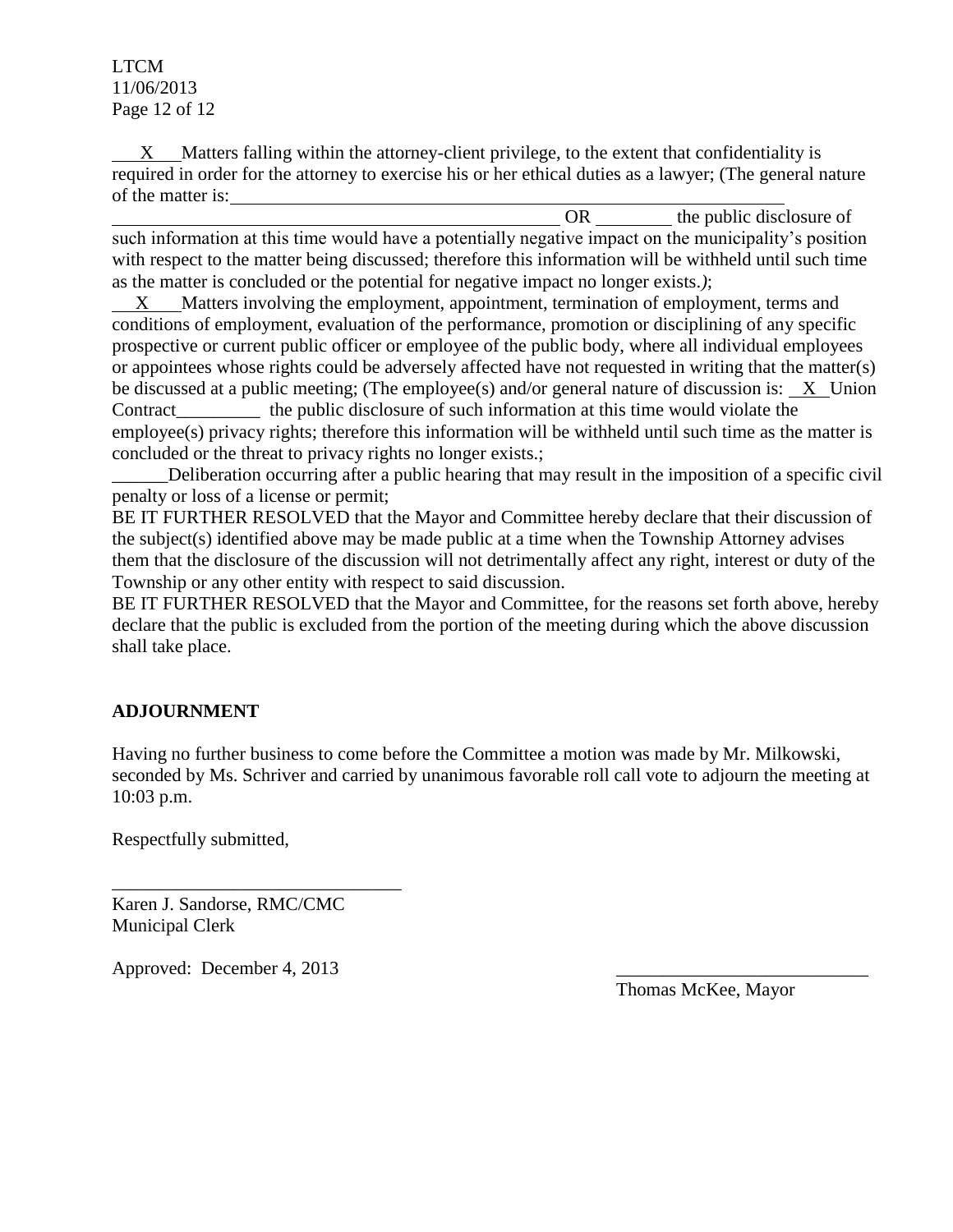\_\_X\_\_ Matters falling within the attorney-client privilege, to the extent that confidentiality is required in order for the attorney to exercise his or her ethical duties as a lawyer; (The general nature of the matter is: \_\_\_\_\_\_\_\_\_\_\_\_\_\_\_\_\_\_\_\_\_\_\_\_\_\_\_\_\_\_\_\_\_\_\_\_\_\_\_\_\_\_\_\_\_\_\_\_\_\_\_\_\_\_\_\_\_\_\_\_
\_\_\_\_\_\_\_\_\_\_\_\_\_\_\_\_\_\_\_\_\_\_\_\_\_\_\_\_\_\_\_\_\_\_\_\_\_\_\_\_\_\_\_\_\_\_\_\_\_\_\_\_ OR \_\_\_\_\_\_\_\_ the public disclosure of such information at this time would have a potentially negative impact on the municipality's position with respect to the matter being discussed; therefore this information will be withheld until such time as the matter is concluded or the potential for negative impact no longer exists.*)*;

\_\_X\_\_ Matters involving the employment, appointment, termination of employment, terms and conditions of employment, evaluation of the performance, promotion or disciplining of any specific prospective or current public officer or employee of the public body, where all individual employees or appointees whose rights could be adversely affected have not requested in writing that the matter(s) be discussed at a public meeting; (The employee(s) and/or general nature of discussion is: \_X\_ Union Contract\_\_\_\_\_\_\_\_\_ the public disclosure of such information at this time would violate the employee(s) privacy rights; therefore this information will be withheld until such time as the matter is concluded or the threat to privacy rights no longer exists.;

\_\_\_\_\_\_Deliberation occurring after a public hearing that may result in the imposition of a specific civil penalty or loss of a license or permit;

BE IT FURTHER RESOLVED that the Mayor and Committee hereby declare that their discussion of the subject(s) identified above may be made public at a time when the Township Attorney advises them that the disclosure of the discussion will not detrimentally affect any right, interest or duty of the Township or any other entity with respect to said discussion.

BE IT FURTHER RESOLVED that the Mayor and Committee, for the reasons set forth above, hereby declare that the public is excluded from the portion of the meeting during which the above discussion shall take place.

## ADJOURNMENT

Having no further business to come before the Committee a motion was made by Mr. Milkowski, seconded by Ms. Schriver and carried by unanimous favorable roll call vote to adjourn the meeting at 10:03 p.m.

Respectfully submitted,

\_\_\_\_\_\_\_\_\_\_\_\_\_\_\_\_\_\_\_\_\_\_\_\_\_\_\_\_\_\_\_\_

Karen J. Sandorse, RMC/CMC
Municipal Clerk

Approved: December 4, 2013

\_\_\_\_\_\_\_\_\_\_\_\_\_\_\_\_\_\_\_\_\_\_\_\_\_\_\_\_

Thomas McKee, Mayor